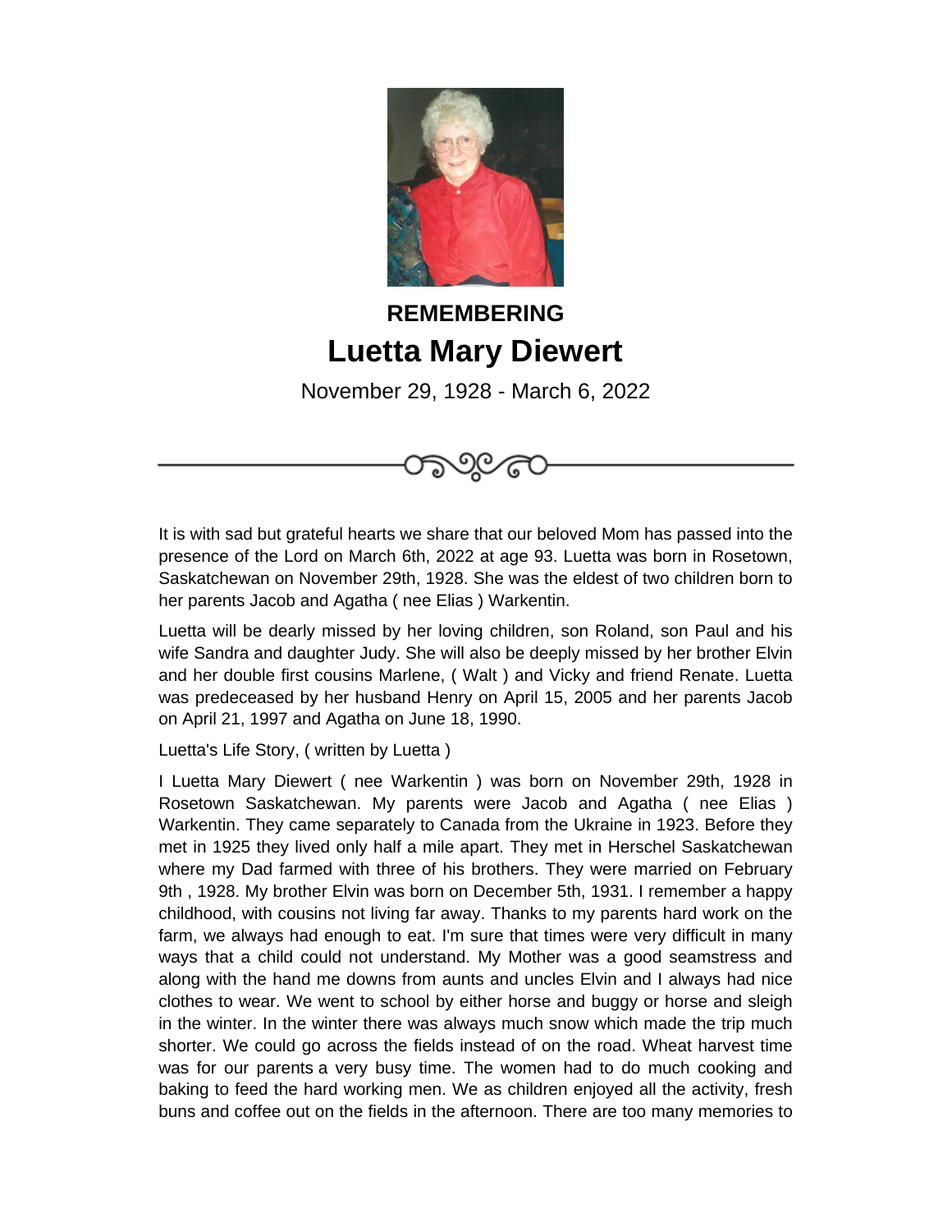**REMEMBERING**

# Luetta Mary Diewert

November 29, 1928 - March 6, 2022

It is with sad but grateful hearts we share that our beloved Mom has passed into the presence of the Lord on March 6th, 2022 at age 93. Luetta was born in Rosetown, Saskatchewan on November 29th, 1928. She was the eldest of two children born to her parents Jacob and Agatha ( nee Elias ) Warkentin.

Luetta will be dearly missed by her loving children, son Roland, son Paul and his wife Sandra and daughter Judy. She will also be deeply missed by her brother Elvin and her double first cousins Marlene, ( Walt ) and Vicky and friend Renate. Luetta was predeceased by her husband Henry on April 15, 2005 and her parents Jacob on April 21, 1997 and Agatha on June 18, 1990.

Luetta's Life Story, ( written by Luetta )

I Luetta Mary Diewert ( nee Warkentin ) was born on November 29th, 1928 in Rosetown Saskatchewan. My parents were Jacob and Agatha ( nee Elias ) Warkentin. They came separately to Canada from the Ukraine in 1923. Before they met in 1925 they lived only half a mile apart. They met in Herschel Saskatchewan where my Dad farmed with three of his brothers. They were married on February 9th , 1928. My brother Elvin was born on December 5th, 1931. I remember a happy childhood, with cousins not living far away. Thanks to my parents hard work on the farm, we always had enough to eat. I'm sure that times were very difficult in many ways that a child could not understand. My Mother was a good seamstress and along with the hand me downs from aunts and uncles Elvin and I always had nice clothes to wear. We went to school by either horse and buggy or horse and sleigh in the winter. In the winter there was always much snow which made the trip much shorter. We could go across the fields instead of on the road. Wheat harvest time was for our parents a very busy time. The women had to do much cooking and baking to feed the hard working men. We as children enjoyed all the activity, fresh buns and coffee out on the fields in the afternoon. There are too many memories to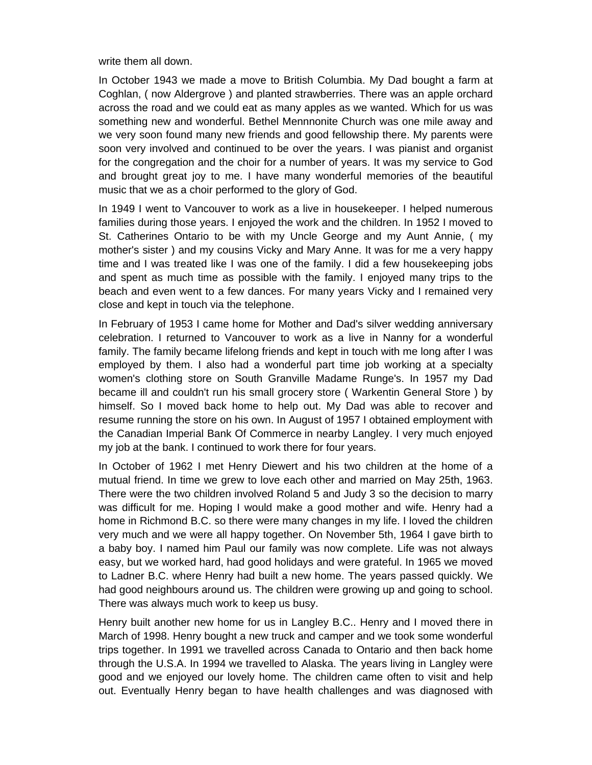write them all down.

In October 1943 we made a move to British Columbia. My Dad bought a farm at Coghlan, ( now Aldergrove ) and planted strawberries. There was an apple orchard across the road and we could eat as many apples as we wanted. Which for us was something new and wonderful. Bethel Mennnonite Church was one mile away and we very soon found many new friends and good fellowship there. My parents were soon very involved and continued to be over the years. I was pianist and organist for the congregation and the choir for a number of years. It was my service to God and brought great joy to me. I have many wonderful memories of the beautiful music that we as a choir performed to the glory of God.

In 1949 I went to Vancouver to work as a live in housekeeper. I helped numerous families during those years. I enjoyed the work and the children. In 1952 I moved to St. Catherines Ontario to be with my Uncle George and my Aunt Annie, ( my mother's sister ) and my cousins Vicky and Mary Anne. It was for me a very happy time and I was treated like I was one of the family. I did a few housekeeping jobs and spent as much time as possible with the family. I enjoyed many trips to the beach and even went to a few dances. For many years Vicky and I remained very close and kept in touch via the telephone.

In February of 1953 I came home for Mother and Dad's silver wedding anniversary celebration. I returned to Vancouver to work as a live in Nanny for a wonderful family. The family became lifelong friends and kept in touch with me long after I was employed by them. I also had a wonderful part time job working at a specialty women's clothing store on South Granville Madame Runge's. In 1957 my Dad became ill and couldn't run his small grocery store ( Warkentin General Store ) by himself. So I moved back home to help out. My Dad was able to recover and resume running the store on his own. In August of 1957 I obtained employment with the Canadian Imperial Bank Of Commerce in nearby Langley. I very much enjoyed my job at the bank. I continued to work there for four years.

In October of 1962 I met Henry Diewert and his two children at the home of a mutual friend. In time we grew to love each other and married on May 25th, 1963. There were the two children involved Roland 5 and Judy 3 so the decision to marry was difficult for me. Hoping I would make a good mother and wife. Henry had a home in Richmond B.C. so there were many changes in my life. I loved the children very much and we were all happy together. On November 5th, 1964 I gave birth to a baby boy. I named him Paul our family was now complete. Life was not always easy, but we worked hard, had good holidays and were grateful. In 1965 we moved to Ladner B.C. where Henry had built a new home. The years passed quickly. We had good neighbours around us. The children were growing up and going to school. There was always much work to keep us busy.

Henry built another new home for us in Langley B.C.. Henry and I moved there in March of 1998. Henry bought a new truck and camper and we took some wonderful trips together. In 1991 we travelled across Canada to Ontario and then back home through the U.S.A. In 1994 we travelled to Alaska. The years living in Langley were good and we enjoyed our lovely home. The children came often to visit and help out. Eventually Henry began to have health challenges and was diagnosed with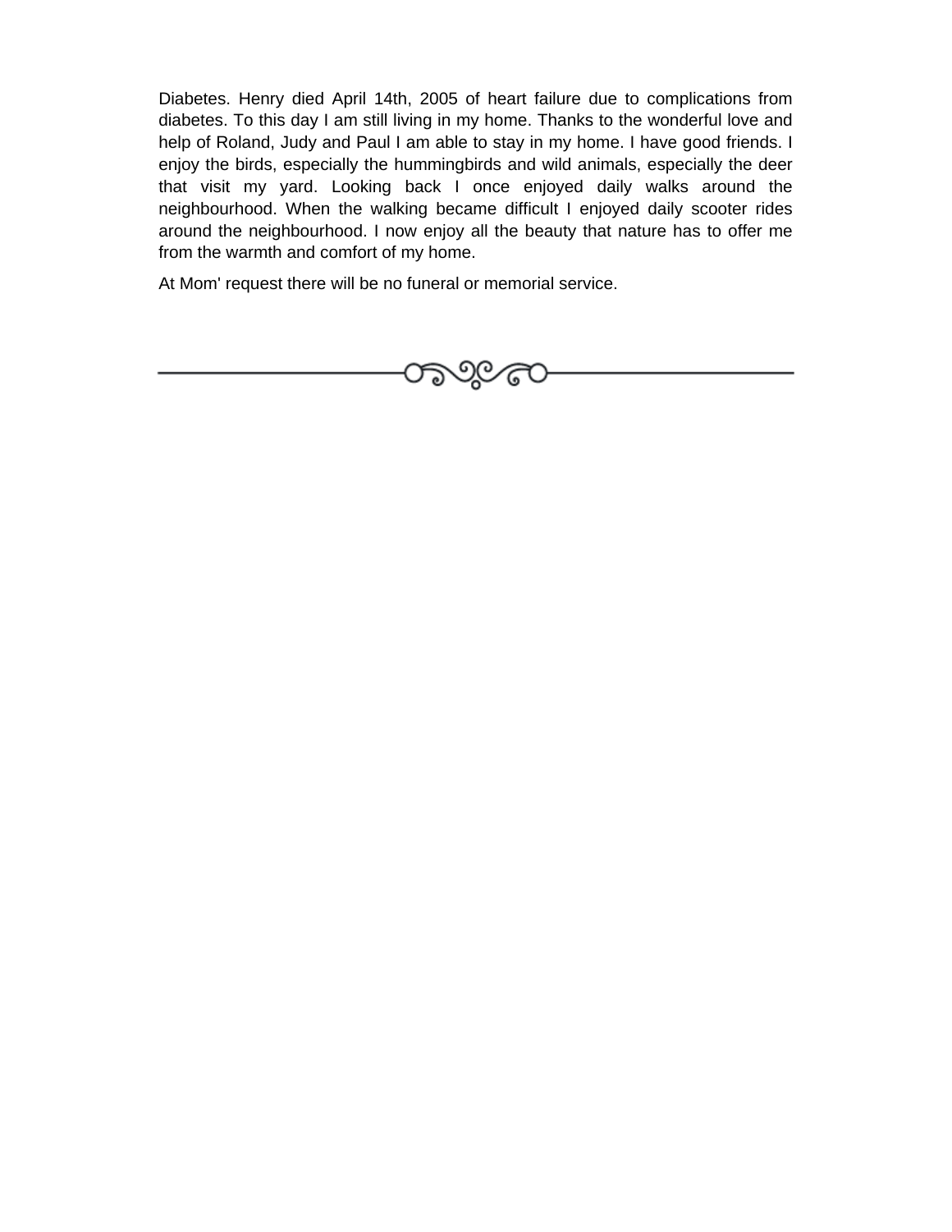Diabetes. Henry died April 14th, 2005 of heart failure due to complications from diabetes. To this day I am still living in my home. Thanks to the wonderful love and help of Roland, Judy and Paul I am able to stay in my home. I have good friends. I enjoy the birds, especially the hummingbirds and wild animals, especially the deer that visit my yard. Looking back I once enjoyed daily walks around the neighbourhood. When the walking became difficult I enjoyed daily scooter rides around the neighbourhood. I now enjoy all the beauty that nature has to offer me from the warmth and comfort of my home.

At Mom' request there will be no funeral or memorial service.